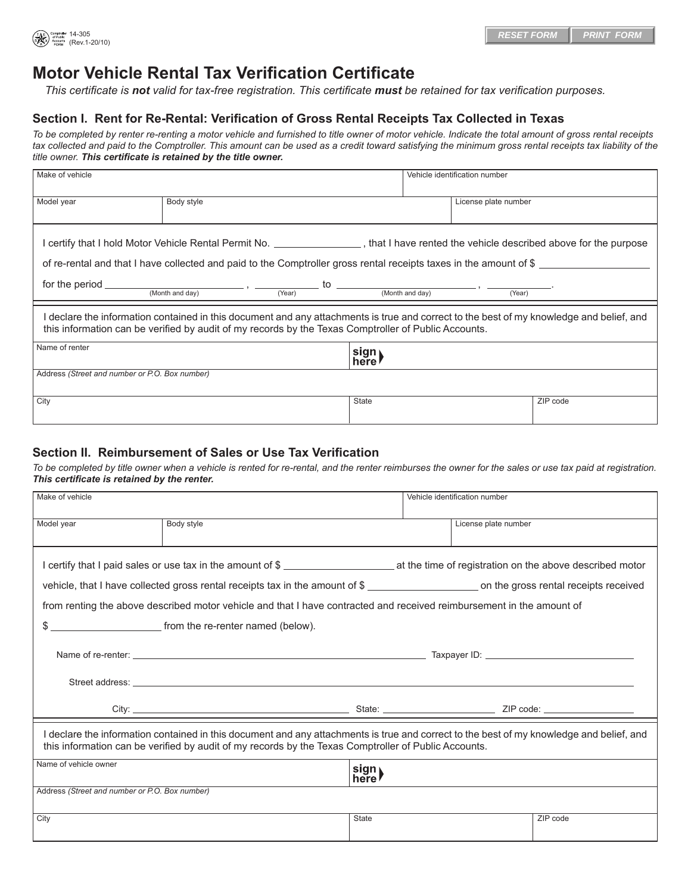14-305
(Rev.1-20/10)

# Motor Vehicle Rental Tax Verification Certificate

*This certificate is **not** valid for tax-free registration. This certificate **must** be retained for tax verification purposes.*

## Section I. Rent for Re-Rental: Verification of Gross Rental Receipts Tax Collected in Texas

*To be completed by renter re-renting a motor vehicle and furnished to title owner of motor vehicle. Indicate the total amount of gross rental receipts tax collected and paid to the Comptroller. This amount can be used as a credit toward satisfying the minimum gross rental receipts tax liability of the title owner. **This certificate is retained by the title owner.***

| Make of vehicle | | Vehicle identification number |
|---|---|---|
| Model year | Body style | License plate number |

I certify that I hold Motor Vehicle Rental Permit No. ______________ , that I have rented the vehicle described above for the purpose of re-rental and that I have collected and paid to the Comptroller gross rental receipts taxes in the amount of $ ______________ for the period ______________ (Month and day) , ________ (Year) to ______________ (Month and day) , ________ (Year).

I declare the information contained in this document and any attachments is true and correct to the best of my knowledge and belief, and this information can be verified by audit of my records by the Texas Comptroller of Public Accounts.

| Name of renter | sign here | |
|---|---|---|
| Address *(Street and number or P.O. Box number)* | | |
| City | State | ZIP code |

## Section II. Reimbursement of Sales or Use Tax Verification

*To be completed by title owner when a vehicle is rented for re-rental, and the renter reimburses the owner for the sales or use tax paid at registration. **This certificate is retained by the renter.***

| Make of vehicle | | Vehicle identification number |
|---|---|---|
| Model year | Body style | License plate number |

I certify that I paid sales or use tax in the amount of $ ______________ at the time of registration on the above described motor vehicle, that I have collected gross rental receipts tax in the amount of $ ______________ on the gross rental receipts received from renting the above described motor vehicle and that I have contracted and received reimbursement in the amount of $ ______________ from the re-renter named (below).

Name of re-renter: ______________________________ Taxpayer ID: ______________

Street address: ______________________________

City: ______________ State: ______________ ZIP code: ______________

I declare the information contained in this document and any attachments is true and correct to the best of my knowledge and belief, and this information can be verified by audit of my records by the Texas Comptroller of Public Accounts.

| Name of vehicle owner | sign here | |
|---|---|---|
| Address *(Street and number or P.O. Box number)* | | |
| City | State | ZIP code |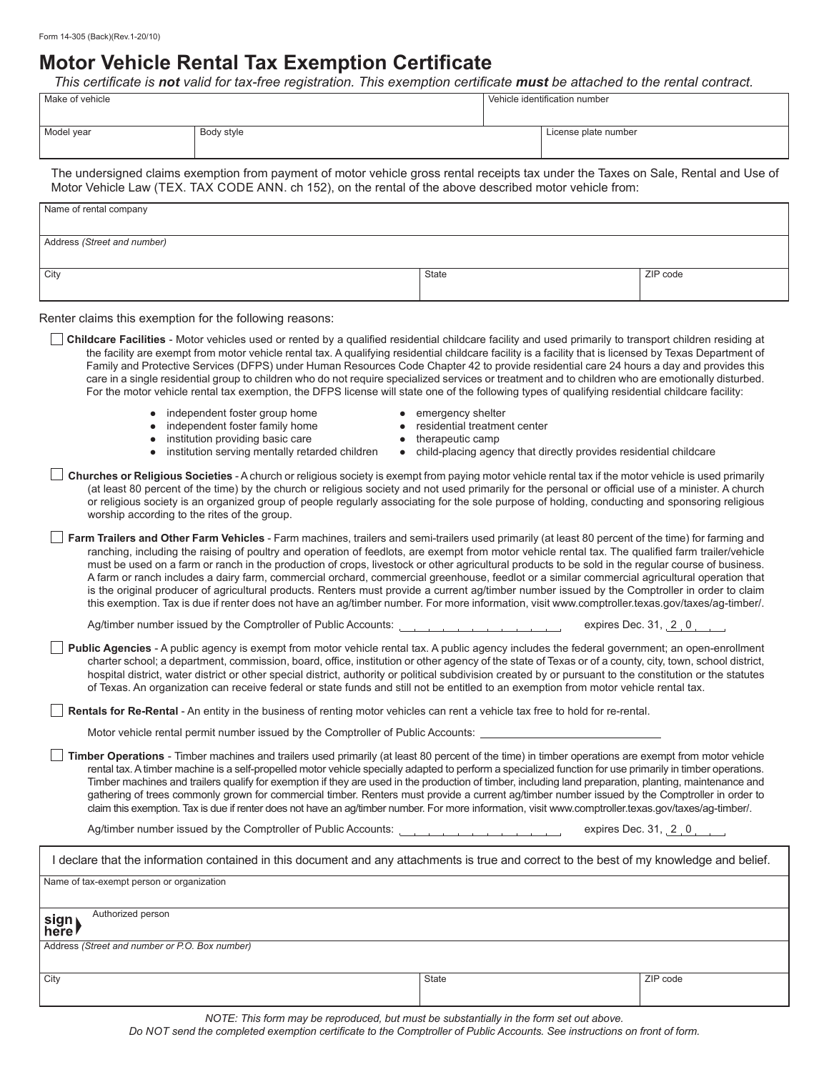Form 14-305 (Back)(Rev.1-20/10)

# Motor Vehicle Rental Tax Exemption Certificate

*This certificate is **not** valid for tax-free registration. This exemption certificate **must** be attached to the rental contract.*

| Make of vehicle | | Vehicle identification number | |
|---|---|---|---|
| Model year | Body style | | License plate number |

The undersigned claims exemption from payment of motor vehicle gross rental receipts tax under the Taxes on Sale, Rental and Use of Motor Vehicle Law (TEX. TAX CODE ANN. ch 152), on the rental of the above described motor vehicle from:

| Name of rental company | | |
|---|---|---|
| Address *(Street and number)* | | |
| City | State | ZIP code |

Renter claims this exemption for the following reasons:

☐ **Childcare Facilities** - Motor vehicles used or rented by a qualified residential childcare facility and used primarily to transport children residing at the facility are exempt from motor vehicle rental tax. A qualifying residential childcare facility is a facility that is licensed by Texas Department of Family and Protective Services (DFPS) under Human Resources Code Chapter 42 to provide residential care 24 hours a day and provides this care in a single residential group to children who do not require specialized services or treatment and to children who are emotionally disturbed. For the motor vehicle rental tax exemption, the DFPS license will state one of the following types of qualifying residential childcare facility:

- independent foster group home
- independent foster family home
- institution providing basic care
- institution serving mentally retarded children
- emergency shelter
- residential treatment center
- therapeutic camp
- child-placing agency that directly provides residential childcare

☐ **Churches or Religious Societies** - A church or religious society is exempt from paying motor vehicle rental tax if the motor vehicle is used primarily (at least 80 percent of the time) by the church or religious society and not used primarily for the personal or official use of a minister. A church or religious society is an organized group of people regularly associating for the sole purpose of holding, conducting and sponsoring religious worship according to the rites of the group.

☐ **Farm Trailers and Other Farm Vehicles** - Farm machines, trailers and semi-trailers used primarily (at least 80 percent of the time) for farming and ranching, including the raising of poultry and operation of feedlots, are exempt from motor vehicle rental tax. The qualified farm trailer/vehicle must be used on a farm or ranch in the production of crops, livestock or other agricultural products to be sold in the regular course of business. A farm or ranch includes a dairy farm, commercial orchard, commercial greenhouse, feedlot or a similar commercial agricultural operation that is the original producer of agricultural products. Renters must provide a current ag/timber number issued by the Comptroller in order to claim this exemption. Tax is due if renter does not have an ag/timber number. For more information, visit www.comptroller.texas.gov/taxes/ag-timber/.

Ag/timber number issued by the Comptroller of Public Accounts: ______________ expires Dec. 31, 2 0 ____

☐ **Public Agencies** - A public agency is exempt from motor vehicle rental tax. A public agency includes the federal government; an open-enrollment charter school; a department, commission, board, office, institution or other agency of the state of Texas or of a county, city, town, school district, hospital district, water district or other special district, authority or political subdivision created by or pursuant to the constitution or the statutes of Texas. An organization can receive federal or state funds and still not be entitled to an exemption from motor vehicle rental tax.

☐ **Rentals for Re-Rental** - An entity in the business of renting motor vehicles can rent a vehicle tax free to hold for re-rental.

Motor vehicle rental permit number issued by the Comptroller of Public Accounts: ______________

☐ **Timber Operations** - Timber machines and trailers used primarily (at least 80 percent of the time) in timber operations are exempt from motor vehicle rental tax. A timber machine is a self-propelled motor vehicle specially adapted to perform a specialized function for use primarily in timber operations. Timber machines and trailers qualify for exemption if they are used in the production of timber, including land preparation, planting, maintenance and gathering of trees commonly grown for commercial timber. Renters must provide a current ag/timber number issued by the Comptroller in order to claim this exemption. Tax is due if renter does not have an ag/timber number. For more information, visit www.comptroller.texas.gov/taxes/ag-timber/.

Ag/timber number issued by the Comptroller of Public Accounts: ______________ expires Dec. 31, 2 0 ____

I declare that the information contained in this document and any attachments is true and correct to the best of my knowledge and belief.

| Name of tax-exempt person or organization | | |
|---|---|---|
| **sign here** Authorized person | | |
| Address *(Street and number or P.O. Box number)* | | |
| City | State | ZIP code |

*NOTE: This form may be reproduced, but must be substantially in the form set out above.*
*Do NOT send the completed exemption certificate to the Comptroller of Public Accounts. See instructions on front of form.*